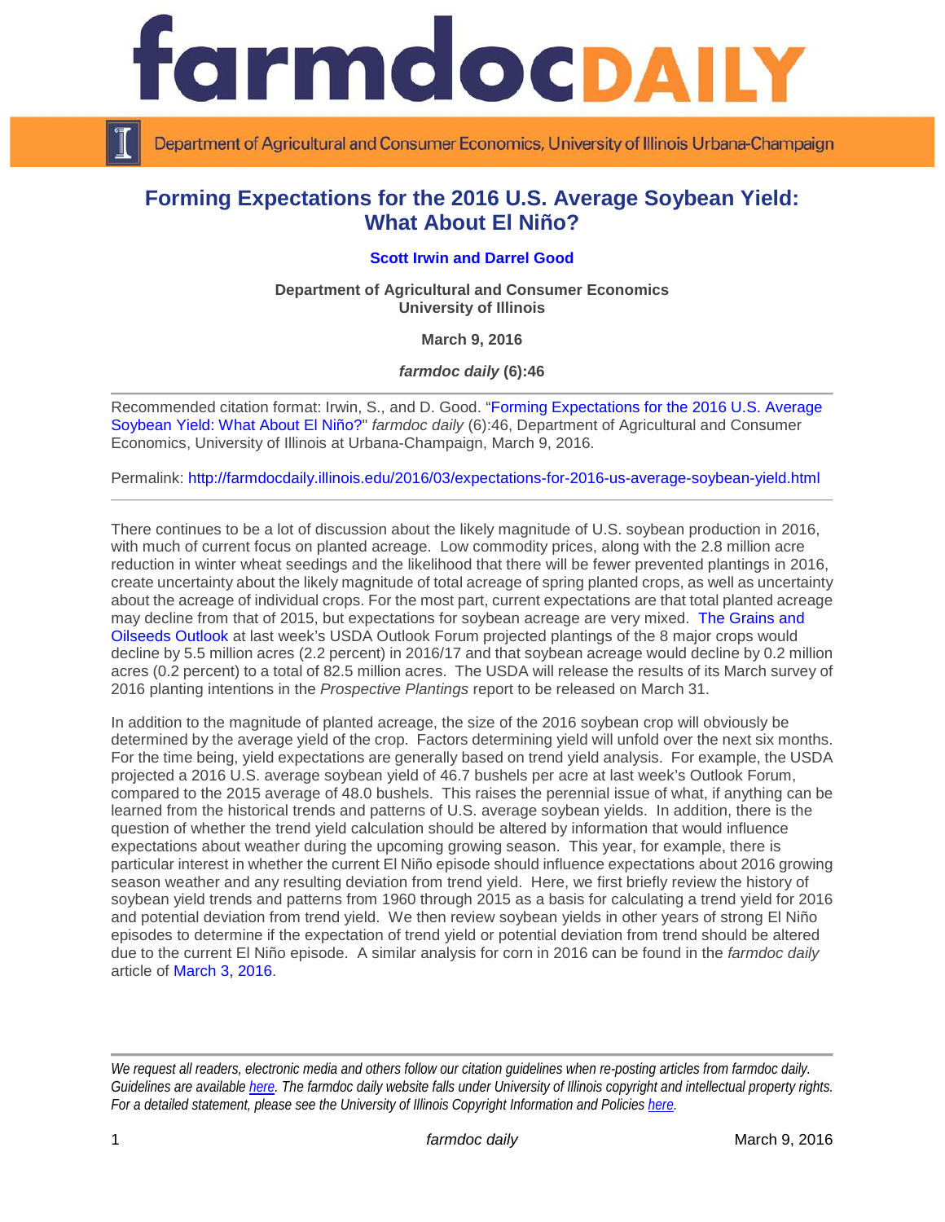# farmdocDAILY

Department of Agricultural and Consumer Economics, University of Illinois Urbana-Champaign

## Forming Expectations for the 2016 U.S. Average Soybean Yield: What About El Niño?

**Scott Irwin and Darrel Good**

**Department of Agricultural and Consumer Economics**
**University of Illinois**

**March 9, 2016**

***farmdoc daily* (6):46**

Recommended citation format: Irwin, S., and D. Good. "Forming Expectations for the 2016 U.S. Average Soybean Yield: What About El Niño?" *farmdoc daily* (6):46, Department of Agricultural and Consumer Economics, University of Illinois at Urbana-Champaign, March 9, 2016.

Permalink: http://farmdocdaily.illinois.edu/2016/03/expectations-for-2016-us-average-soybean-yield.html

---

There continues to be a lot of discussion about the likely magnitude of U.S. soybean production in 2016, with much of current focus on planted acreage. Low commodity prices, along with the 2.8 million acre reduction in winter wheat seedings and the likelihood that there will be fewer prevented plantings in 2016, create uncertainty about the likely magnitude of total acreage of spring planted crops, as well as uncertainty about the acreage of individual crops. For the most part, current expectations are that total planted acreage may decline from that of 2015, but expectations for soybean acreage are very mixed. The Grains and Oilseeds Outlook at last week's USDA Outlook Forum projected plantings of the 8 major crops would decline by 5.5 million acres (2.2 percent) in 2016/17 and that soybean acreage would decline by 0.2 million acres (0.2 percent) to a total of 82.5 million acres. The USDA will release the results of its March survey of 2016 planting intentions in the *Prospective Plantings* report to be released on March 31.

In addition to the magnitude of planted acreage, the size of the 2016 soybean crop will obviously be determined by the average yield of the crop. Factors determining yield will unfold over the next six months. For the time being, yield expectations are generally based on trend yield analysis. For example, the USDA projected a 2016 U.S. average soybean yield of 46.7 bushels per acre at last week's Outlook Forum, compared to the 2015 average of 48.0 bushels. This raises the perennial issue of what, if anything can be learned from the historical trends and patterns of U.S. average soybean yields. In addition, there is the question of whether the trend yield calculation should be altered by information that would influence expectations about weather during the upcoming growing season. This year, for example, there is particular interest in whether the current El Niño episode should influence expectations about 2016 growing season weather and any resulting deviation from trend yield. Here, we first briefly review the history of soybean yield trends and patterns from 1960 through 2015 as a basis for calculating a trend yield for 2016 and potential deviation from trend yield. We then review soybean yields in other years of strong El Niño episodes to determine if the expectation of trend yield or potential deviation from trend should be altered due to the current El Niño episode. A similar analysis for corn in 2016 can be found in the *farmdoc daily* article of March 3, 2016.

---

*We request all readers, electronic media and others follow our citation guidelines when re-posting articles from farmdoc daily. Guidelines are available here. The farmdoc daily website falls under University of Illinois copyright and intellectual property rights. For a detailed statement, please see the University of Illinois Copyright Information and Policies here.*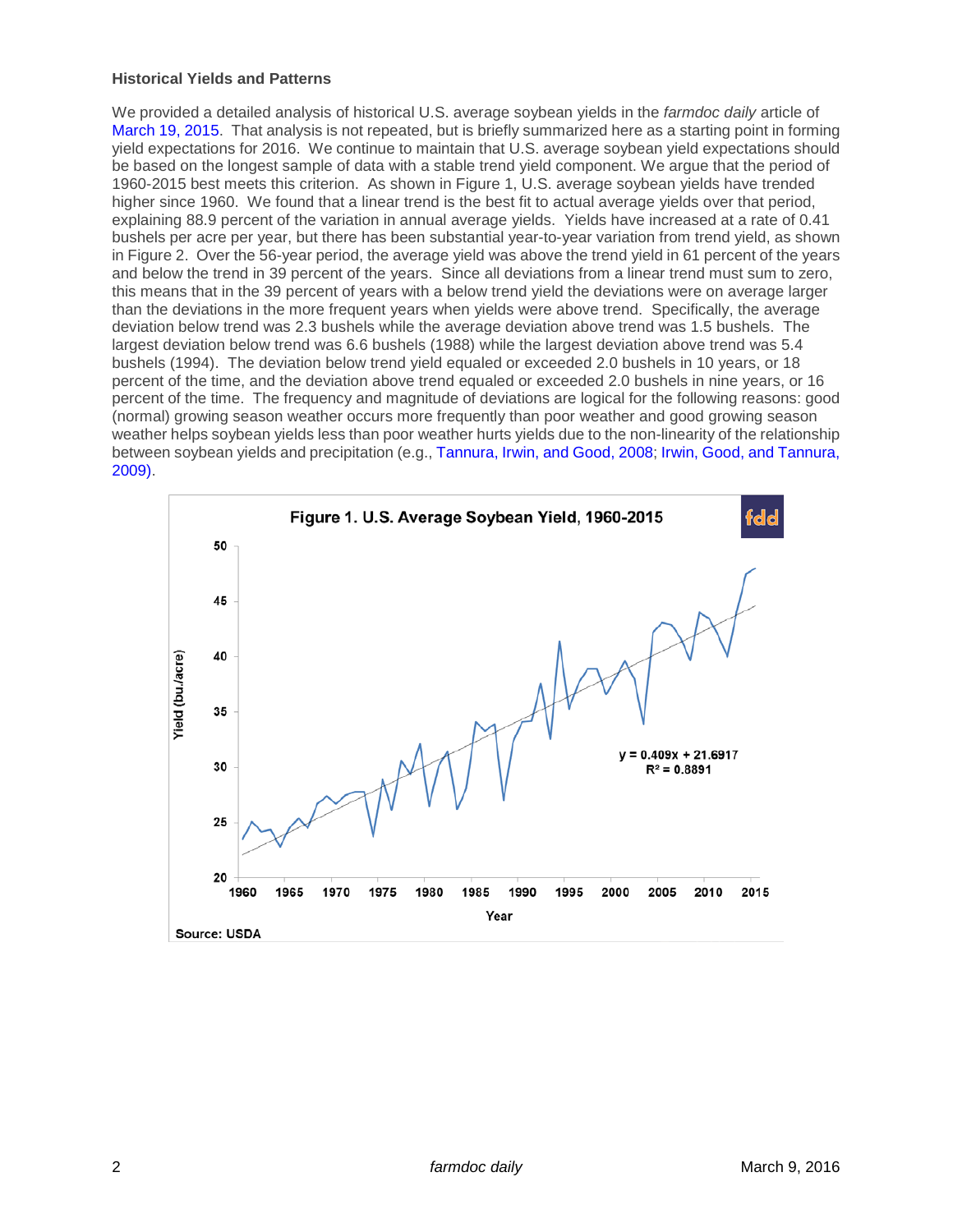### Historical Yields and Patterns

We provided a detailed analysis of historical U.S. average soybean yields in the *farmdoc daily* article of March 19, 2015. That analysis is not repeated, but is briefly summarized here as a starting point in forming yield expectations for 2016. We continue to maintain that U.S. average soybean yield expectations should be based on the longest sample of data with a stable trend yield component. We argue that the period of 1960-2015 best meets this criterion. As shown in Figure 1, U.S. average soybean yields have trended higher since 1960. We found that a linear trend is the best fit to actual average yields over that period, explaining 88.9 percent of the variation in annual average yields. Yields have increased at a rate of 0.41 bushels per acre per year, but there has been substantial year-to-year variation from trend yield, as shown in Figure 2. Over the 56-year period, the average yield was above the trend yield in 61 percent of the years and below the trend in 39 percent of the years. Since all deviations from a linear trend must sum to zero, this means that in the 39 percent of years with a below trend yield the deviations were on average larger than the deviations in the more frequent years when yields were above trend. Specifically, the average deviation below trend was 2.3 bushels while the average deviation above trend was 1.5 bushels. The largest deviation below trend was 6.6 bushels (1988) while the largest deviation above trend was 5.4 bushels (1994). The deviation below trend yield equaled or exceeded 2.0 bushels in 10 years, or 18 percent of the time, and the deviation above trend equaled or exceeded 2.0 bushels in nine years, or 16 percent of the time. The frequency and magnitude of deviations are logical for the following reasons: good (normal) growing season weather occurs more frequently than poor weather and good growing season weather helps soybean yields less than poor weather hurts yields due to the non-linearity of the relationship between soybean yields and precipitation (e.g., Tannura, Irwin, and Good, 2008; Irwin, Good, and Tannura, 2009).

**Figure 1. U.S. Average Soybean Yield, 1960-2015**

$y = 0.409x + 21.6917$, $R^2 = 0.8891$

Source: USDA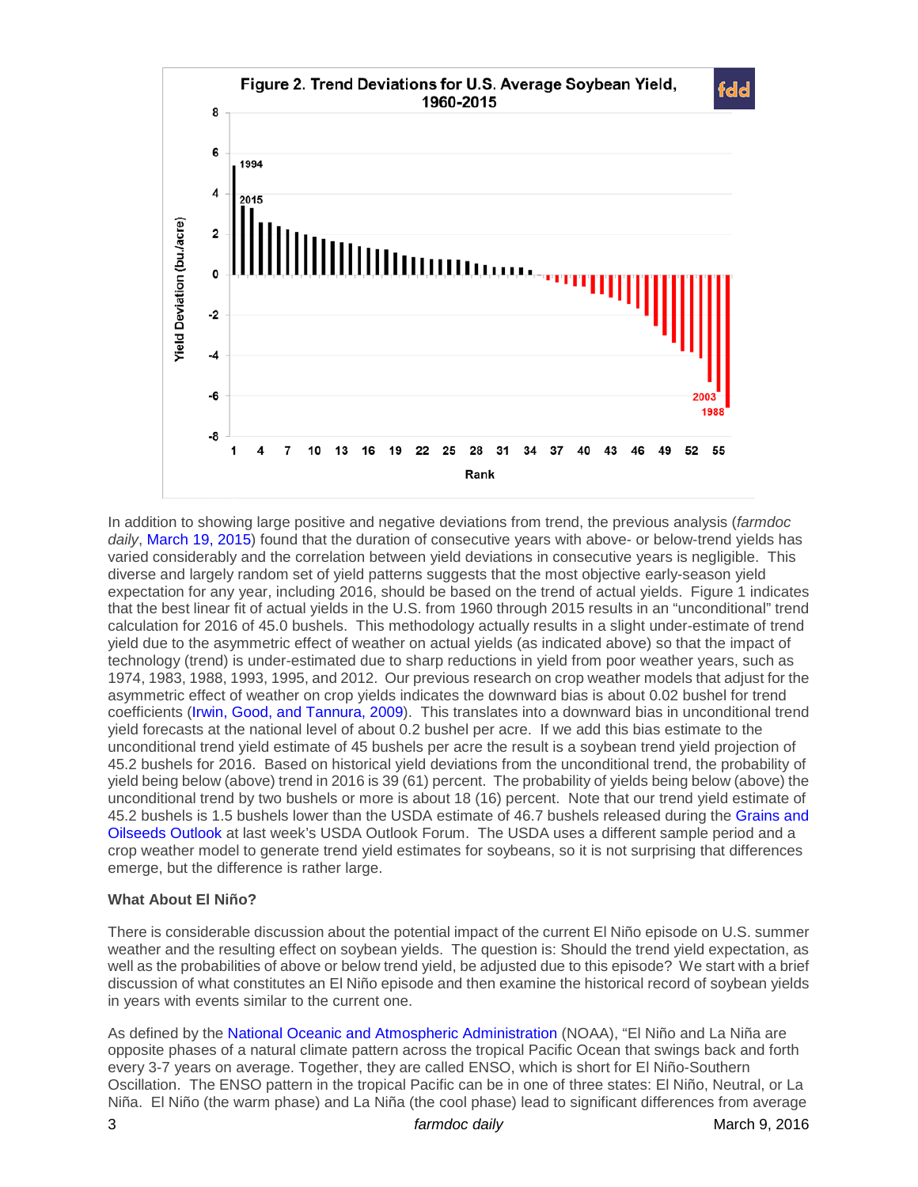Figure 2. Trend Deviations for U.S. Average Soybean Yield, 1960-2015

In addition to showing large positive and negative deviations from trend, the previous analysis (*farmdoc daily*, March 19, 2015) found that the duration of consecutive years with above- or below-trend yields has varied considerably and the correlation between yield deviations in consecutive years is negligible. This diverse and largely random set of yield patterns suggests that the most objective early-season yield expectation for any year, including 2016, should be based on the trend of actual yields. Figure 1 indicates that the best linear fit of actual yields in the U.S. from 1960 through 2015 results in an "unconditional" trend calculation for 2016 of 45.0 bushels. This methodology actually results in a slight under-estimate of trend yield due to the asymmetric effect of weather on actual yields (as indicated above) so that the impact of technology (trend) is under-estimated due to sharp reductions in yield from poor weather years, such as 1974, 1983, 1988, 1993, 1995, and 2012. Our previous research on crop weather models that adjust for the asymmetric effect of weather on crop yields indicates the downward bias is about 0.02 bushel for trend coefficients (Irwin, Good, and Tannura, 2009). This translates into a downward bias in unconditional trend yield forecasts at the national level of about 0.2 bushel per acre. If we add this bias estimate to the unconditional trend yield estimate of 45 bushels per acre the result is a soybean trend yield projection of 45.2 bushels for 2016. Based on historical yield deviations from the unconditional trend, the probability of yield being below (above) trend in 2016 is 39 (61) percent. The probability of yields being below (above) the unconditional trend by two bushels or more is about 18 (16) percent. Note that our trend yield estimate of 45.2 bushels is 1.5 bushels lower than the USDA estimate of 46.7 bushels released during the Grains and Oilseeds Outlook at last week's USDA Outlook Forum. The USDA uses a different sample period and a crop weather model to generate trend yield estimates for soybeans, so it is not surprising that differences emerge, but the difference is rather large.

**What About El Niño?**

There is considerable discussion about the potential impact of the current El Niño episode on U.S. summer weather and the resulting effect on soybean yields. The question is: Should the trend yield expectation, as well as the probabilities of above or below trend yield, be adjusted due to this episode? We start with a brief discussion of what constitutes an El Niño episode and then examine the historical record of soybean yields in years with events similar to the current one.

As defined by the National Oceanic and Atmospheric Administration (NOAA), "El Niño and La Niña are opposite phases of a natural climate pattern across the tropical Pacific Ocean that swings back and forth every 3-7 years on average. Together, they are called ENSO, which is short for El Niño-Southern Oscillation. The ENSO pattern in the tropical Pacific can be in one of three states: El Niño, Neutral, or La Niña. El Niño (the warm phase) and La Niña (the cool phase) lead to significant differences from average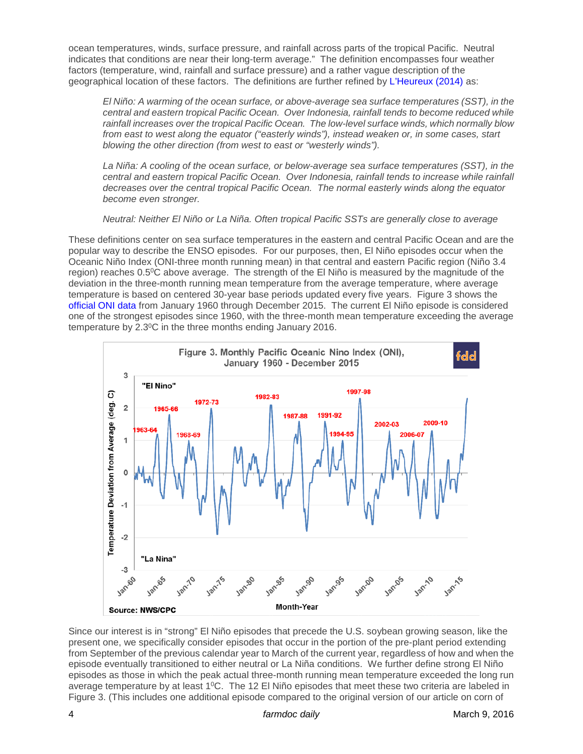ocean temperatures, winds, surface pressure, and rainfall across parts of the tropical Pacific. Neutral indicates that conditions are near their long-term average." The definition encompasses four weather factors (temperature, wind, rainfall and surface pressure) and a rather vague description of the geographical location of these factors. The definitions are further refined by L'Heureux (2014) as:

> *El Niño: A warming of the ocean surface, or above-average sea surface temperatures (SST), in the central and eastern tropical Pacific Ocean. Over Indonesia, rainfall tends to become reduced while rainfall increases over the tropical Pacific Ocean. The low-level surface winds, which normally blow from east to west along the equator ("easterly winds"), instead weaken or, in some cases, start blowing the other direction (from west to east or "westerly winds").*
>
> *La Niña: A cooling of the ocean surface, or below-average sea surface temperatures (SST), in the central and eastern tropical Pacific Ocean. Over Indonesia, rainfall tends to increase while rainfall decreases over the central tropical Pacific Ocean. The normal easterly winds along the equator become even stronger.*
>
> *Neutral: Neither El Niño or La Niña. Often tropical Pacific SSTs are generally close to average*

These definitions center on sea surface temperatures in the eastern and central Pacific Ocean and are the popular way to describe the ENSO episodes. For our purposes, then, El Niño episodes occur when the Oceanic Niño Index (ONI-three month running mean) in that central and eastern Pacific region (Niño 3.4 region) reaches $0.5^{0}$C above average. The strength of the El Niño is measured by the magnitude of the deviation in the three-month running mean temperature from the average temperature, where average temperature is based on centered 30-year base periods updated every five years. Figure 3 shows the official ONI data from January 1960 through December 2015. The current El Niño episode is considered one of the strongest episodes since 1960, with the three-month mean temperature exceeding the average temperature by $2.3^{0}$C in the three months ending January 2016.

Figure 3. Monthly Pacific Oceanic Nino Index (ONI), January 1960 - December 2015

Source: NWS/CPC

Since our interest is in "strong" El Niño episodes that precede the U.S. soybean growing season, like the present one, we specifically consider episodes that occur in the portion of the pre-plant period extending from September of the previous calendar year to March of the current year, regardless of how and when the episode eventually transitioned to either neutral or La Niña conditions. We further define strong El Niño episodes as those in which the peak actual three-month running mean temperature exceeded the long run average temperature by at least $1^{0}$C. The 12 El Niño episodes that meet these two criteria are labeled in Figure 3. (This includes one additional episode compared to the original version of our article on corn of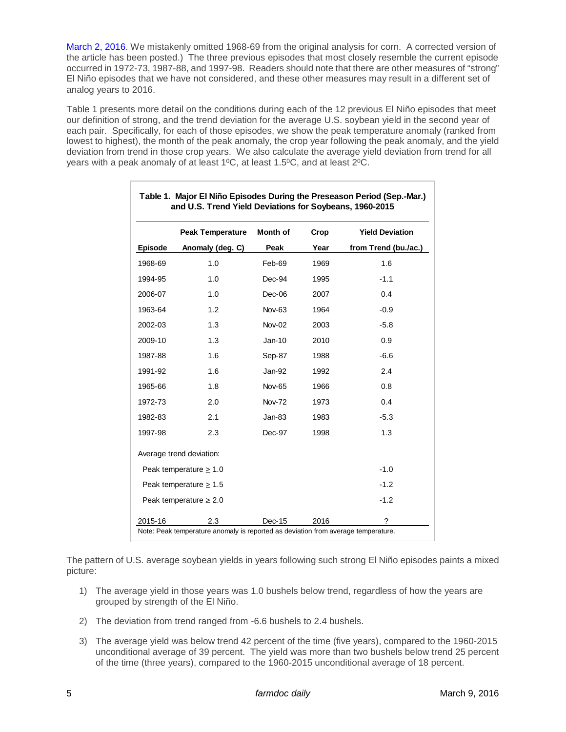March 2, 2016. We mistakenly omitted 1968-69 from the original analysis for corn. A corrected version of the article has been posted.) The three previous episodes that most closely resemble the current episode occurred in 1972-73, 1987-88, and 1997-98. Readers should note that there are other measures of "strong" El Niño episodes that we have not considered, and these other measures may result in a different set of analog years to 2016.

Table 1 presents more detail on the conditions during each of the 12 previous El Niño episodes that meet our definition of strong, and the trend deviation for the average U.S. soybean yield in the second year of each pair. Specifically, for each of those episodes, we show the peak temperature anomaly (ranked from lowest to highest), the month of the peak anomaly, the crop year following the peak anomaly, and the yield deviation from trend in those crop years. We also calculate the average yield deviation from trend for all years with a peak anomaly of at least $1^0$C, at least $1.5^0$C, and at least $2^0$C.

**Table 1. Major El Niño Episodes During the Preseason Period (Sep.-Mar.) and U.S. Trend Yield Deviations for Soybeans, 1960-2015**

| Episode | Peak Temperature Anomaly (deg. C) | Month of Peak | Crop Year | Yield Deviation from Trend (bu./ac.) |
|---|---|---|---|---|
| 1968-69 | 1.0 | Feb-69 | 1969 | 1.6 |
| 1994-95 | 1.0 | Dec-94 | 1995 | -1.1 |
| 2006-07 | 1.0 | Dec-06 | 2007 | 0.4 |
| 1963-64 | 1.2 | Nov-63 | 1964 | -0.9 |
| 2002-03 | 1.3 | Nov-02 | 2003 | -5.8 |
| 2009-10 | 1.3 | Jan-10 | 2010 | 0.9 |
| 1987-88 | 1.6 | Sep-87 | 1988 | -6.6 |
| 1991-92 | 1.6 | Jan-92 | 1992 | 2.4 |
| 1965-66 | 1.8 | Nov-65 | 1966 | 0.8 |
| 1972-73 | 2.0 | Nov-72 | 1973 | 0.4 |
| 1982-83 | 2.1 | Jan-83 | 1983 | -5.3 |
| 1997-98 | 2.3 | Dec-97 | 1998 | 1.3 |
| Average trend deviation: | | | | |
| Peak temperature ≥ 1.0 | | | | -1.0 |
| Peak temperature ≥ 1.5 | | | | -1.2 |
| Peak temperature ≥ 2.0 | | | | -1.2 |
| 2015-16 | 2.3 | Dec-15 | 2016 | ? |

Note: Peak temperature anomaly is reported as deviation from average temperature.

The pattern of U.S. average soybean yields in years following such strong El Niño episodes paints a mixed picture:

1) The average yield in those years was 1.0 bushels below trend, regardless of how the years are grouped by strength of the El Niño.

2) The deviation from trend ranged from -6.6 bushels to 2.4 bushels.

3) The average yield was below trend 42 percent of the time (five years), compared to the 1960-2015 unconditional average of 39 percent. The yield was more than two bushels below trend 25 percent of the time (three years), compared to the 1960-2015 unconditional average of 18 percent.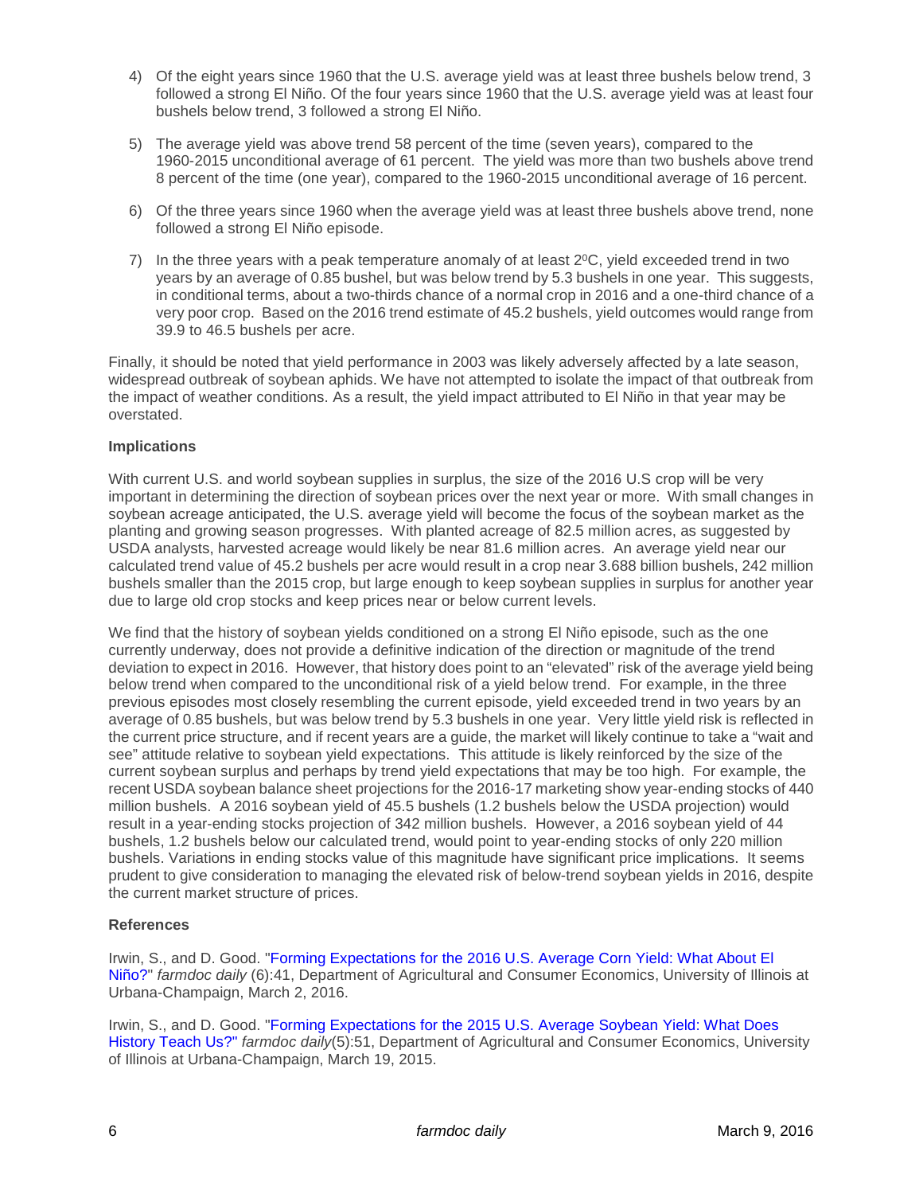4) Of the eight years since 1960 that the U.S. average yield was at least three bushels below trend, 3 followed a strong El Niño. Of the four years since 1960 that the U.S. average yield was at least four bushels below trend, 3 followed a strong El Niño.

5) The average yield was above trend 58 percent of the time (seven years), compared to the 1960-2015 unconditional average of 61 percent. The yield was more than two bushels above trend 8 percent of the time (one year), compared to the 1960-2015 unconditional average of 16 percent.

6) Of the three years since 1960 when the average yield was at least three bushels above trend, none followed a strong El Niño episode.

7) In the three years with a peak temperature anomaly of at least 2$^{0}$C, yield exceeded trend in two years by an average of 0.85 bushel, but was below trend by 5.3 bushels in one year. This suggests, in conditional terms, about a two-thirds chance of a normal crop in 2016 and a one-third chance of a very poor crop. Based on the 2016 trend estimate of 45.2 bushels, yield outcomes would range from 39.9 to 46.5 bushels per acre.

Finally, it should be noted that yield performance in 2003 was likely adversely affected by a late season, widespread outbreak of soybean aphids. We have not attempted to isolate the impact of that outbreak from the impact of weather conditions. As a result, the yield impact attributed to El Niño in that year may be overstated.

**Implications**

With current U.S. and world soybean supplies in surplus, the size of the 2016 U.S crop will be very important in determining the direction of soybean prices over the next year or more. With small changes in soybean acreage anticipated, the U.S. average yield will become the focus of the soybean market as the planting and growing season progresses. With planted acreage of 82.5 million acres, as suggested by USDA analysts, harvested acreage would likely be near 81.6 million acres. An average yield near our calculated trend value of 45.2 bushels per acre would result in a crop near 3.688 billion bushels, 242 million bushels smaller than the 2015 crop, but large enough to keep soybean supplies in surplus for another year due to large old crop stocks and keep prices near or below current levels.

We find that the history of soybean yields conditioned on a strong El Niño episode, such as the one currently underway, does not provide a definitive indication of the direction or magnitude of the trend deviation to expect in 2016. However, that history does point to an "elevated" risk of the average yield being below trend when compared to the unconditional risk of a yield below trend. For example, in the three previous episodes most closely resembling the current episode, yield exceeded trend in two years by an average of 0.85 bushels, but was below trend by 5.3 bushels in one year. Very little yield risk is reflected in the current price structure, and if recent years are a guide, the market will likely continue to take a "wait and see" attitude relative to soybean yield expectations. This attitude is likely reinforced by the size of the current soybean surplus and perhaps by trend yield expectations that may be too high. For example, the recent USDA soybean balance sheet projections for the 2016-17 marketing show year-ending stocks of 440 million bushels. A 2016 soybean yield of 45.5 bushels (1.2 bushels below the USDA projection) would result in a year-ending stocks projection of 342 million bushels. However, a 2016 soybean yield of 44 bushels, 1.2 bushels below our calculated trend, would point to year-ending stocks of only 220 million bushels. Variations in ending stocks value of this magnitude have significant price implications. It seems prudent to give consideration to managing the elevated risk of below-trend soybean yields in 2016, despite the current market structure of prices.

**References**

Irwin, S., and D. Good. "Forming Expectations for the 2016 U.S. Average Corn Yield: What About El Niño?" *farmdoc daily* (6):41, Department of Agricultural and Consumer Economics, University of Illinois at Urbana-Champaign, March 2, 2016.

Irwin, S., and D. Good. "Forming Expectations for the 2015 U.S. Average Soybean Yield: What Does History Teach Us?" *farmdoc daily*(5):51, Department of Agricultural and Consumer Economics, University of Illinois at Urbana-Champaign, March 19, 2015.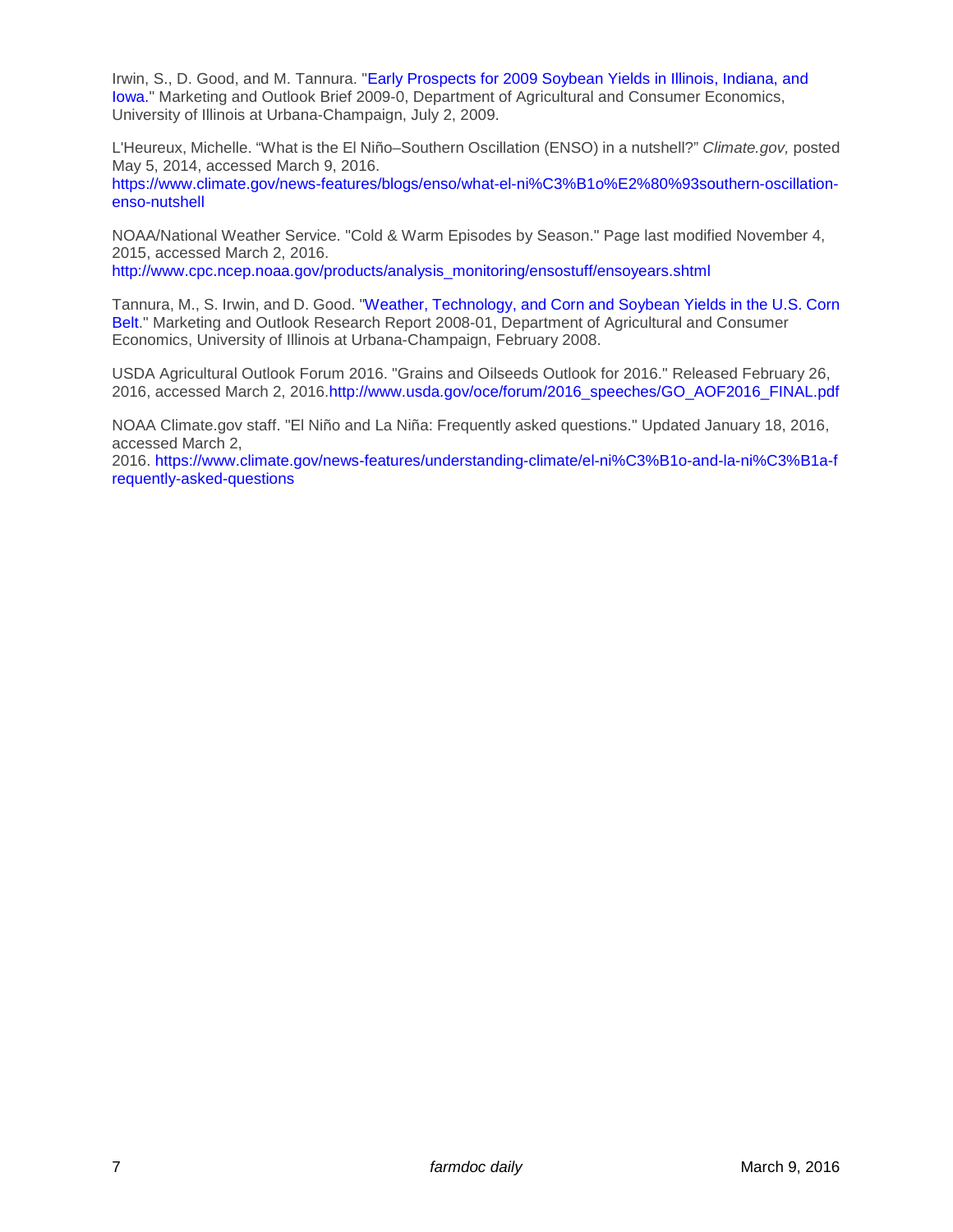Irwin, S., D. Good, and M. Tannura. "Early Prospects for 2009 Soybean Yields in Illinois, Indiana, and Iowa." Marketing and Outlook Brief 2009-0, Department of Agricultural and Consumer Economics, University of Illinois at Urbana-Champaign, July 2, 2009.

L'Heureux, Michelle. "What is the El Niño–Southern Oscillation (ENSO) in a nutshell?" *Climate.gov,* posted May 5, 2014, accessed March 9, 2016. https://www.climate.gov/news-features/blogs/enso/what-el-ni%C3%B1o%E2%80%93southern-oscillation-enso-nutshell

NOAA/National Weather Service. "Cold & Warm Episodes by Season." Page last modified November 4, 2015, accessed March 2, 2016. http://www.cpc.ncep.noaa.gov/products/analysis_monitoring/ensostuff/ensoyears.shtml

Tannura, M., S. Irwin, and D. Good. "Weather, Technology, and Corn and Soybean Yields in the U.S. Corn Belt." Marketing and Outlook Research Report 2008-01, Department of Agricultural and Consumer Economics, University of Illinois at Urbana-Champaign, February 2008.

USDA Agricultural Outlook Forum 2016. "Grains and Oilseeds Outlook for 2016." Released February 26, 2016, accessed March 2, 2016.http://www.usda.gov/oce/forum/2016_speeches/GO_AOF2016_FINAL.pdf

NOAA Climate.gov staff. "El Niño and La Niña: Frequently asked questions." Updated January 18, 2016, accessed March 2, 2016. https://www.climate.gov/news-features/understanding-climate/el-ni%C3%B1o-and-la-ni%C3%B1a-frequently-asked-questions